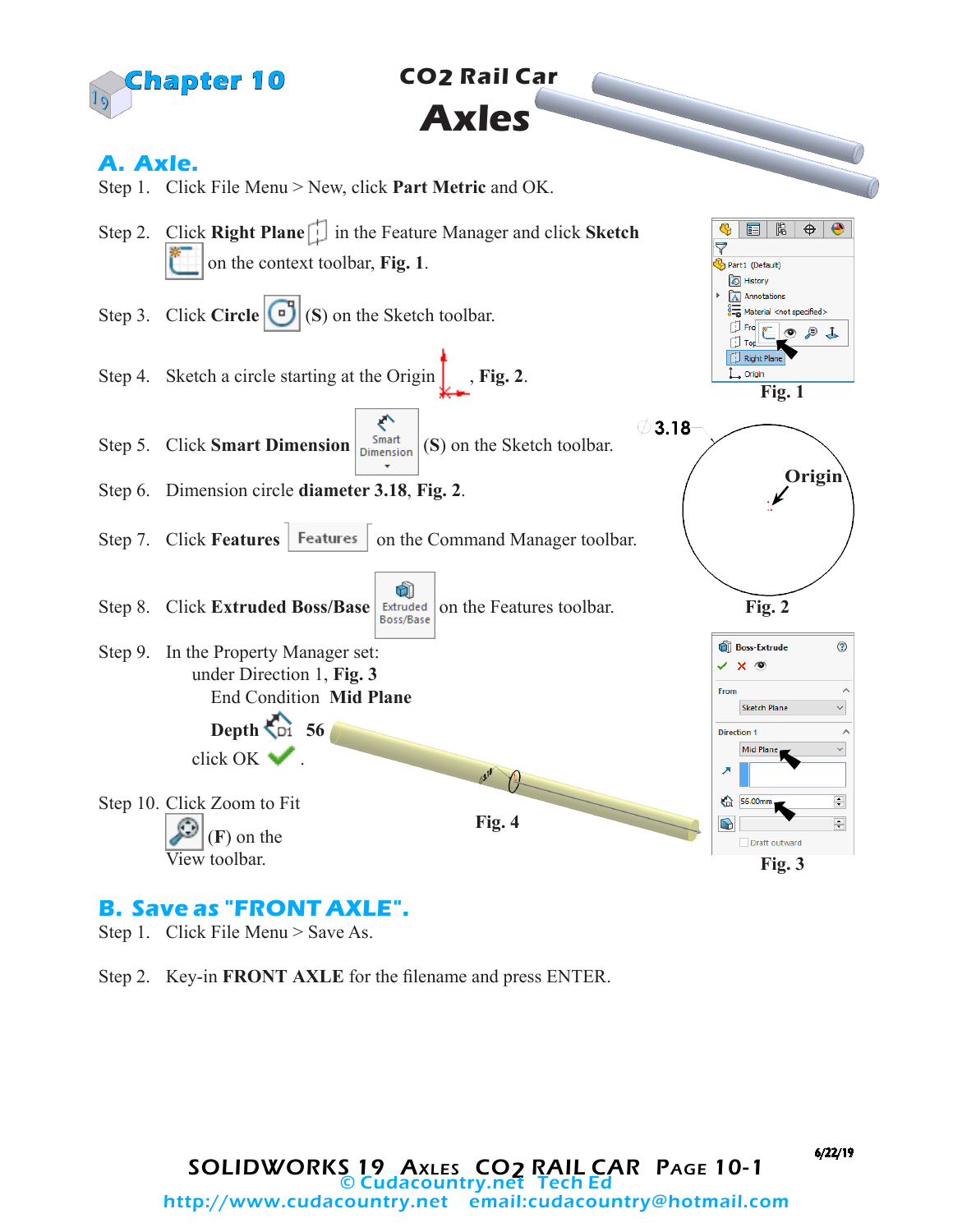Chapter 10

# $CO_2$ Rail Car
# Axles

## A. Axle.

Step 1. Click File Menu > New, click **Part Metric** and OK.

Step 2. Click **Right Plane** in the Feature Manager and click **Sketch** on the context toolbar, **Fig. 1**.

Step 3. Click **Circle** (S) on the Sketch toolbar.

Step 4. Sketch a circle starting at the Origin, **Fig. 2**.

Step 5. Click **Smart Dimension** (S) on the Sketch toolbar.

Step 6. Dimension circle **diameter 3.18**, **Fig. 2**.

Step 7. Click **Features** on the Command Manager toolbar.

Step 8. Click **Extruded Boss/Base** on the Features toolbar.

Step 9. In the Property Manager set:
under Direction 1, **Fig. 3**
End Condition **Mid Plane**

**Depth** **56**

click OK.

Step 10. Click Zoom to Fit (F) on the View toolbar.

Fig. 1

3.18

Origin

Fig. 2

Fig. 4

Fig. 3

## B. Save as "FRONT AXLE".

Step 1. Click File Menu > Save As.

Step 2. Key-in **FRONT AXLE** for the filename and press ENTER.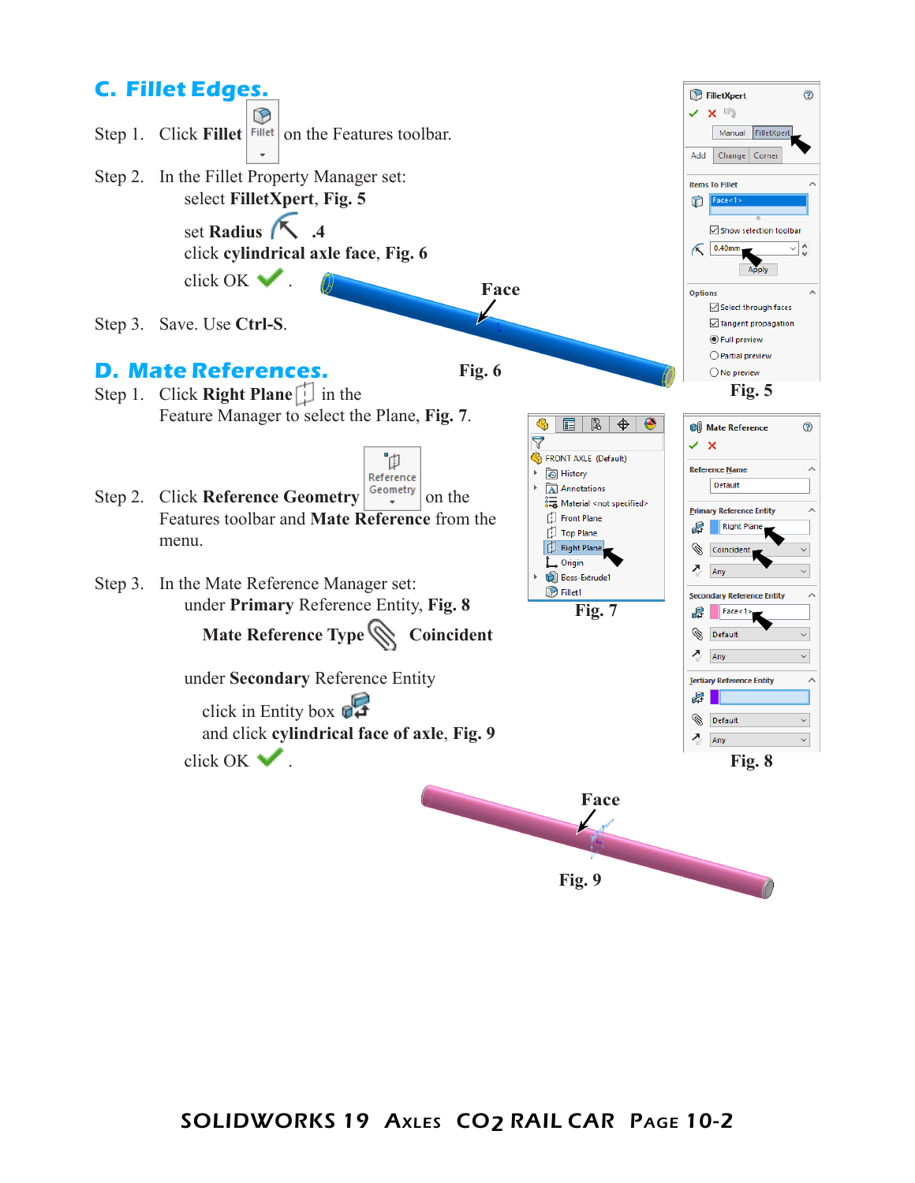## C. Fillet Edges.

Step 1. Click **Fillet** on the Features toolbar.

Step 2. In the Fillet Property Manager set:

select **FilletXpert**, **Fig. 5**

set **Radius** **.4**

click **cylindrical axle face**, **Fig. 6**

click OK .

Step 3. Save. Use **Ctrl-S**.

Face

**Fig. 6**

**Fig. 5**

## D. Mate References.

Step 1. Click **Right Plane** in the Feature Manager to select the Plane, **Fig. 7**.

Step 2. Click **Reference Geometry** on the Features toolbar and **Mate Reference** from the menu.

Step 3. In the Mate Reference Manager set:

under **Primary** Reference Entity, **Fig. 8**

**Mate Reference Type** **Coincident**

under **Secondary** Reference Entity

click in Entity box

and click **cylindrical face of axle**, **Fig. 9**

click OK .

**Fig. 7**

**Fig. 8**

Face

**Fig. 9**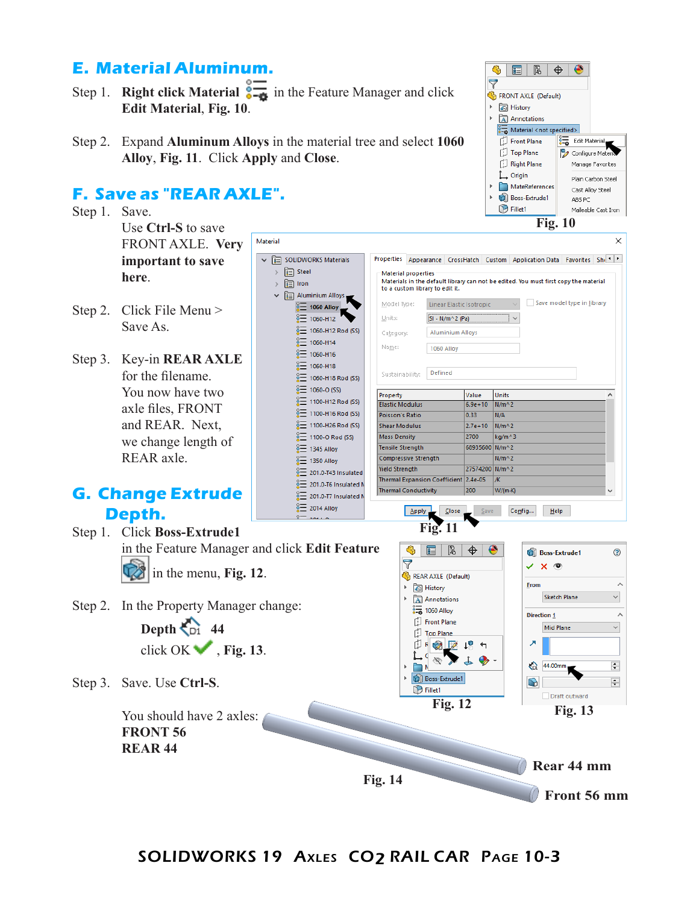## E. Material Aluminum.

Step 1. **Right click Material** in the Feature Manager and click **Edit Material**, **Fig. 10**.

Step 2. Expand **Aluminum Alloys** in the material tree and select **1060 Alloy**, **Fig. 11**. Click **Apply** and **Close**.

Fig. 10

## F. Save as "REAR AXLE".

Step 1. Save.
Use **Ctrl-S** to save FRONT AXLE. **Very important to save here**.

Step 2. Click File Menu > Save As.

Step 3. Key-in **REAR AXLE** for the filename. You now have two axle files, FRONT and REAR. Next, we change length of REAR axle.

Fig. 11

## G. Change Extrude Depth.

Step 1. Click **Boss-Extrude1** in the Feature Manager and click **Edit Feature** in the menu, **Fig. 12**.

Step 2. In the Property Manager change:

**Depth** 44
click OK , **Fig. 13**.

Step 3. Save. Use **Ctrl-S**.

Fig. 12

Fig. 13

You should have 2 axles:
**FRONT 56**
**REAR 44**

**Rear 44 mm**

**Front 56 mm**

Fig. 14